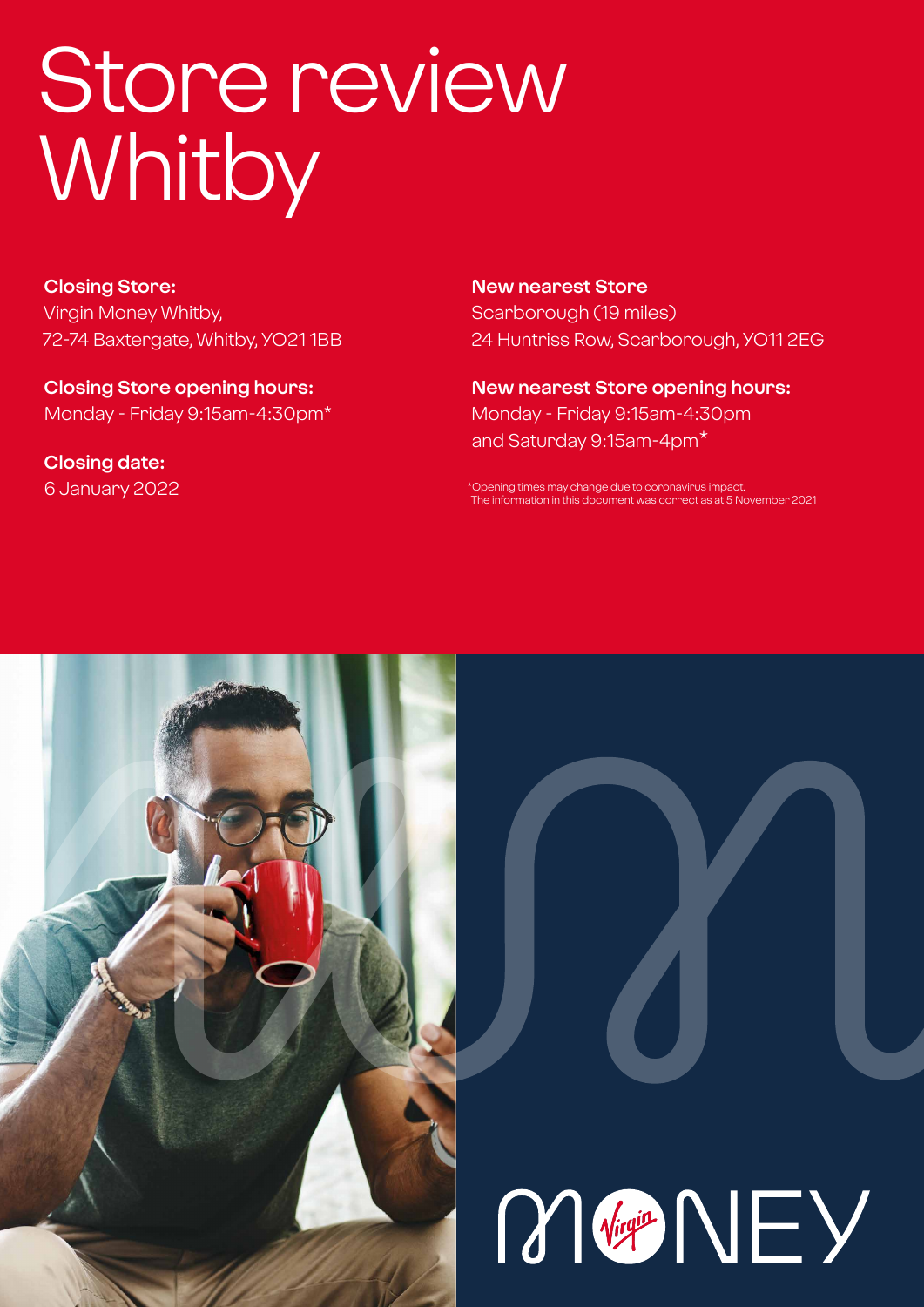# Store review Whitby

**Closing Store:**
Virgin Money Whitby,
72-74 Baxtergate, Whitby, YO21 1BB

**Closing Store opening hours:**
Monday - Friday 9:15am-4:30pm*

**Closing date:**
6 January 2022

**New nearest Store**
Scarborough (19 miles)
24 Huntriss Row, Scarborough, YO11 2EG

**New nearest Store opening hours:**
Monday - Friday 9:15am-4:30pm
and Saturday 9:15am-4pm*

*Opening times may change due to coronavirus impact.
The information in this document was correct as at 5 November 2021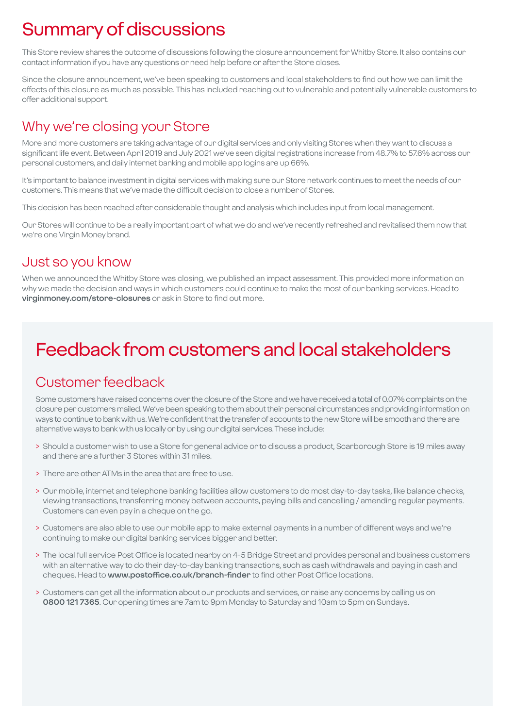# Summary of discussions

This Store review shares the outcome of discussions following the closure announcement for Whitby Store. It also contains our contact information if you have any questions or need help before or after the Store closes.

Since the closure announcement, we've been speaking to customers and local stakeholders to find out how we can limit the effects of this closure as much as possible. This has included reaching out to vulnerable and potentially vulnerable customers to offer additional support.

## Why we're closing your Store

More and more customers are taking advantage of our digital services and only visiting Stores when they want to discuss a significant life event. Between April 2019 and July 2021 we've seen digital registrations increase from 48.7% to 57.6% across our personal customers, and daily internet banking and mobile app logins are up 66%.

It's important to balance investment in digital services with making sure our Store network continues to meet the needs of our customers. This means that we've made the difficult decision to close a number of Stores.

This decision has been reached after considerable thought and analysis which includes input from local management.

Our Stores will continue to be a really important part of what we do and we've recently refreshed and revitalised them now that we're one Virgin Money brand.

## Just so you know

When we announced the Whitby Store was closing, we published an impact assessment. This provided more information on why we made the decision and ways in which customers could continue to make the most of our banking services. Head to **virginmoney.com/store-closures** or ask in Store to find out more.

# Feedback from customers and local stakeholders

## Customer feedback

Some customers have raised concerns over the closure of the Store and we have received a total of 0.07% complaints on the closure per customers mailed. We've been speaking to them about their personal circumstances and providing information on ways to continue to bank with us. We're confident that the transfer of accounts to the new Store will be smooth and there are alternative ways to bank with us locally or by using our digital services. These include:

- Should a customer wish to use a Store for general advice or to discuss a product, Scarborough Store is 19 miles away and there are a further 3 Stores within 31 miles.
- There are other ATMs in the area that are free to use.
- Our mobile, internet and telephone banking facilities allow customers to do most day-to-day tasks, like balance checks, viewing transactions, transferring money between accounts, paying bills and cancelling / amending regular payments. Customers can even pay in a cheque on the go.
- Customers are also able to use our mobile app to make external payments in a number of different ways and we're continuing to make our digital banking services bigger and better.
- The local full service Post Office is located nearby on 4-5 Bridge Street and provides personal and business customers with an alternative way to do their day-to-day banking transactions, such as cash withdrawals and paying in cash and cheques. Head to **www.postoffice.co.uk/branch-finder** to find other Post Office locations.
- Customers can get all the information about our products and services, or raise any concerns by calling us on **0800 121 7365**. Our opening times are 7am to 9pm Monday to Saturday and 10am to 5pm on Sundays.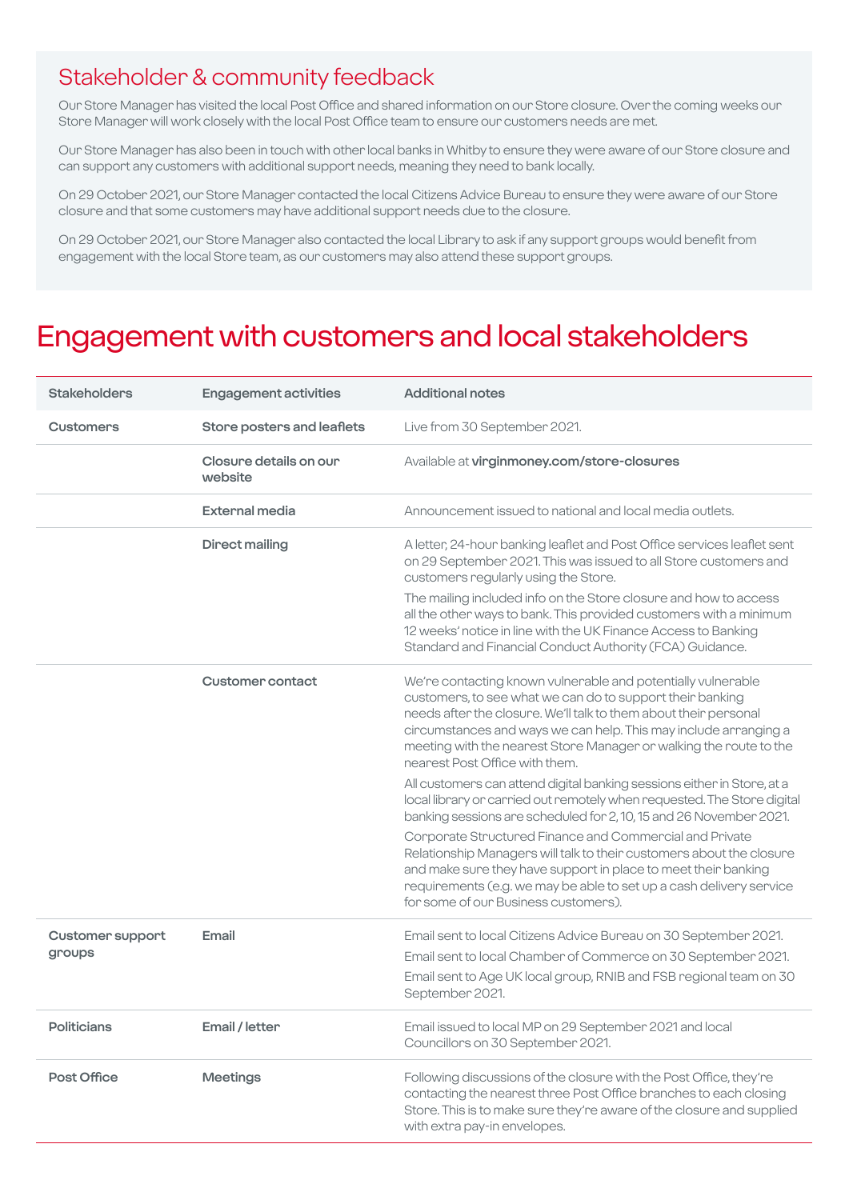## Stakeholder & community feedback

Our Store Manager has visited the local Post Office and shared information on our Store closure. Over the coming weeks our Store Manager will work closely with the local Post Office team to ensure our customers needs are met.

Our Store Manager has also been in touch with other local banks in Whitby to ensure they were aware of our Store closure and can support any customers with additional support needs, meaning they need to bank locally.

On 29 October 2021, our Store Manager contacted the local Citizens Advice Bureau to ensure they were aware of our Store closure and that some customers may have additional support needs due to the closure.

On 29 October 2021, our Store Manager also contacted the local Library to ask if any support groups would benefit from engagement with the local Store team, as our customers may also attend these support groups.

# Engagement with customers and local stakeholders

| Stakeholders | Engagement activities | Additional notes |
|---|---|---|
| **Customers** | **Store posters and leaflets** | Live from 30 September 2021. |
| | **Closure details on our website** | Available at **virginmoney.com/store-closures** |
| | **External media** | Announcement issued to national and local media outlets. |
| | **Direct mailing** | A letter, 24-hour banking leaflet and Post Office services leaflet sent on 29 September 2021. This was issued to all Store customers and customers regularly using the Store.<br><br>The mailing included info on the Store closure and how to access all the other ways to bank. This provided customers with a minimum 12 weeks' notice in line with the UK Finance Access to Banking Standard and Financial Conduct Authority (FCA) Guidance. |
| | **Customer contact** | We're contacting known vulnerable and potentially vulnerable customers, to see what we can do to support their banking needs after the closure. We'll talk to them about their personal circumstances and ways we can help. This may include arranging a meeting with the nearest Store Manager or walking the route to the nearest Post Office with them.<br><br>All customers can attend digital banking sessions either in Store, at a local library or carried out remotely when requested. The Store digital banking sessions are scheduled for 2, 10, 15 and 26 November 2021.<br><br>Corporate Structured Finance and Commercial and Private Relationship Managers will talk to their customers about the closure and make sure they have support in place to meet their banking requirements (e.g. we may be able to set up a cash delivery service for some of our Business customers). |
| **Customer support groups** | **Email** | Email sent to local Citizens Advice Bureau on 30 September 2021.<br><br>Email sent to local Chamber of Commerce on 30 September 2021.<br><br>Email sent to Age UK local group, RNIB and FSB regional team on 30 September 2021. |
| **Politicians** | **Email / letter** | Email issued to local MP on 29 September 2021 and local Councillors on 30 September 2021. |
| **Post Office** | **Meetings** | Following discussions of the closure with the Post Office, they're contacting the nearest three Post Office branches to each closing Store. This is to make sure they're aware of the closure and supplied with extra pay-in envelopes. |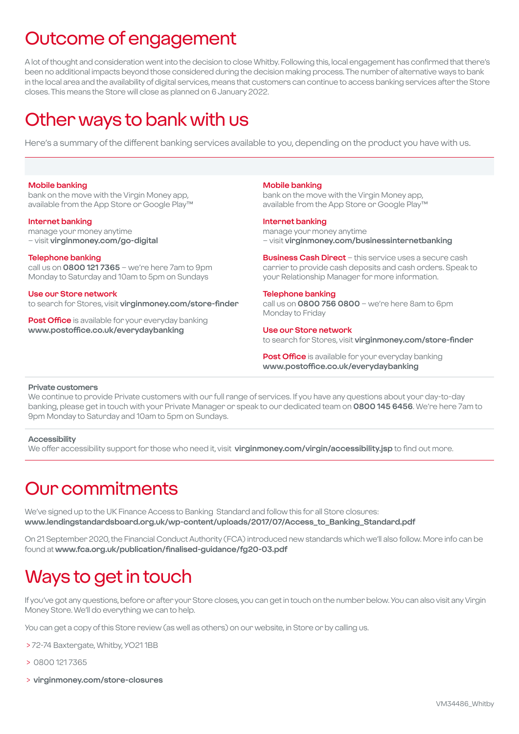# Outcome of engagement

A lot of thought and consideration went into the decision to close Whitby. Following this, local engagement has confirmed that there's been no additional impacts beyond those considered during the decision making process. The number of alternative ways to bank in the local area and the availability of digital services, means that customers can continue to access banking services after the Store closes. This means the Store will close as planned on 6 January 2022.

# Other ways to bank with us

Here's a summary of the different banking services available to you, depending on the product you have with us.

**Mobile banking**
bank on the move with the Virgin Money app, available from the App Store or Google Play™

**Internet banking**
manage your money anytime
– visit **virginmoney.com/go-digital**

**Telephone banking**
call us on **0800 121 7365** – we're here 7am to 9pm Monday to Saturday and 10am to 5pm on Sundays

**Use our Store network**
to search for Stores, visit **virginmoney.com/store-finder**

**Post Office** is available for your everyday banking
**www.postoffice.co.uk/everydaybanking**

**Mobile banking**
bank on the move with the Virgin Money app, available from the App Store or Google Play™

**Internet banking**
manage your money anytime
– visit **virginmoney.com/businessinternetbanking**

**Business Cash Direct** – this service uses a secure cash carrier to provide cash deposits and cash orders. Speak to your Relationship Manager for more information.

**Telephone banking**
call us on **0800 756 0800** – we're here 8am to 6pm Monday to Friday

**Use our Store network**
to search for Stores, visit **virginmoney.com/store-finder**

**Post Office** is available for your everyday banking
**www.postoffice.co.uk/everydaybanking**

**Private customers**
We continue to provide Private customers with our full range of services. If you have any questions about your day-to-day banking, please get in touch with your Private Manager or speak to our dedicated team on **0800 145 6456**. We're here 7am to 9pm Monday to Saturday and 10am to 5pm on Sundays.

**Accessibility**
We offer accessibility support for those who need it, visit **virginmoney.com/virgin/accessibility.jsp** to find out more.

# Our commitments

We've signed up to the UK Finance Access to Banking Standard and follow this for all Store closures:
**www.lendingstandardsboard.org.uk/wp-content/uploads/2017/07/Access_to_Banking_Standard.pdf**

On 21 September 2020, the Financial Conduct Authority (FCA) introduced new standards which we'll also follow. More info can be found at **www.fca.org.uk/publication/finalised-guidance/fg20-03.pdf**

# Ways to get in touch

If you've got any questions, before or after your Store closes, you can get in touch on the number below. You can also visit any Virgin Money Store. We'll do everything we can to help.

You can get a copy of this Store review (as well as others) on our website, in Store or by calling us.

> 72-74 Baxtergate, Whitby, YO21 1BB

> 0800 121 7365

> **virginmoney.com/store-closures**

VM34486_Whitby